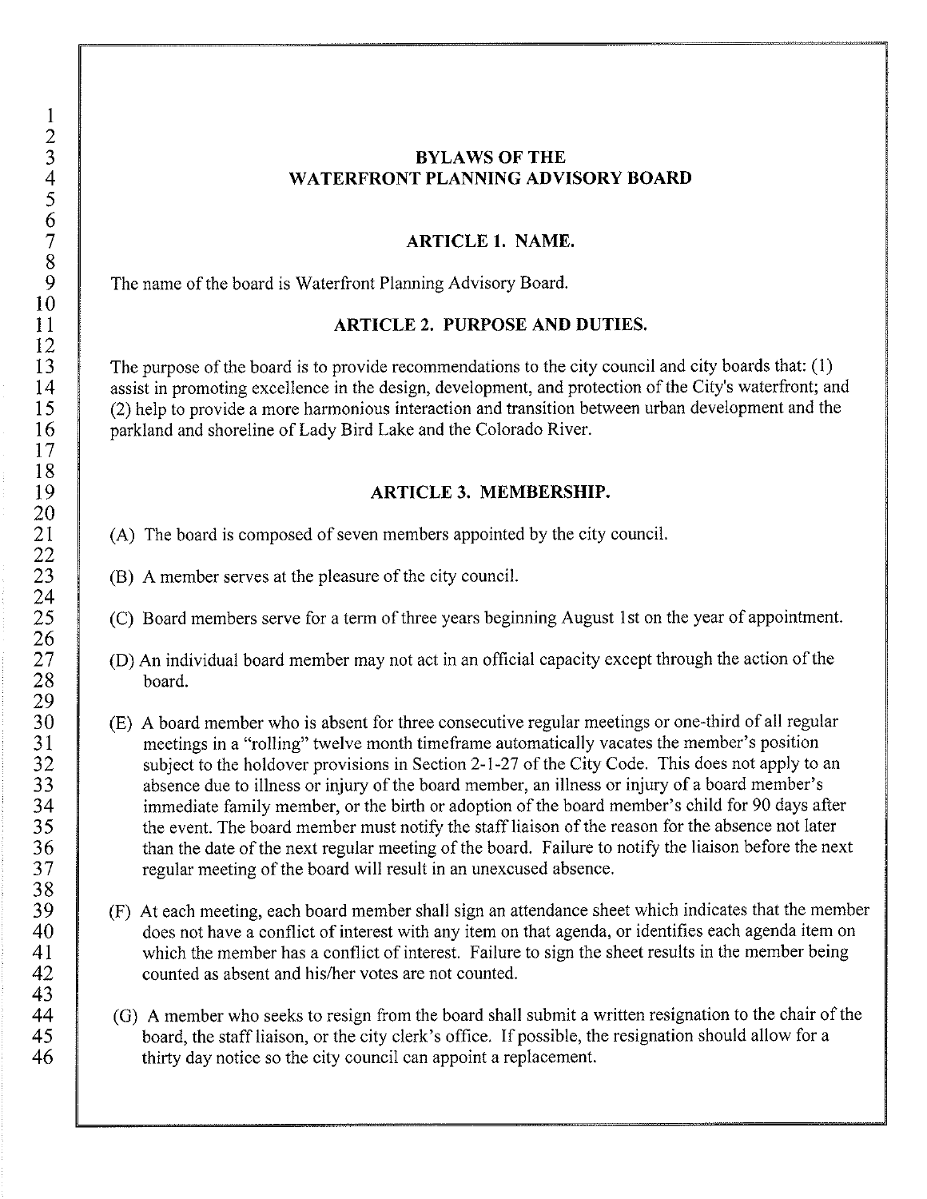# BYLAWS OF THE WATERFRONT PLANNING ADVISORY BOARD

## ARTICLE 1. NAME.

The name of the board is Waterfront Planning Advisory Board.

## ARTICLE 2. PURPOSE AND DUTIES.

The purpose of the board is to provide recommendations to the city council and city boards that: (1) assist in promoting excellence in the design, development, and protection of the City's waterfront; and (2) help to provide a more harmonious interaction and transition between urban development and the parkland and shoreline of Lady Bird Lake and the Colorado River.

## ARTICLE 3. MEMBERSHIP.

(A) The board is composed of seven members appointed by the city council.

(B) A member serves at the pleasure of the city council.

(C) Board members serve for a term of three years beginning August 1st on the year of appointment.

(D) An individual board member may not act in an official capacity except through the action of the board.

(E) A board member who is absent for three consecutive regular meetings or one-third of all regular meetings in a "rolling" twelve month timeframe automatically vacates the member's position subject to the holdover provisions in Section 2-1-27 of the City Code. This does not apply to an absence due to illness or injury of the board member, an illness or injury of a board member's immediate family member, or the birth or adoption of the board member's child for 90 days after the event. The board member must notify the staff liaison of the reason for the absence not later than the date of the next regular meeting of the board. Failure to notify the liaison before the next regular meeting of the board will result in an unexcused absence.

(F) At each meeting, each board member shall sign an attendance sheet which indicates that the member does not have a conflict of interest with any item on that agenda, or identifies each agenda item on which the member has a conflict of interest. Failure to sign the sheet results in the member being counted as absent and his/her votes are not counted.

(G) A member who seeks to resign from the board shall submit a written resignation to the chair of the board, the staff liaison, or the city clerk's office. If possible, the resignation should allow for a thirty day notice so the city council can appoint a replacement.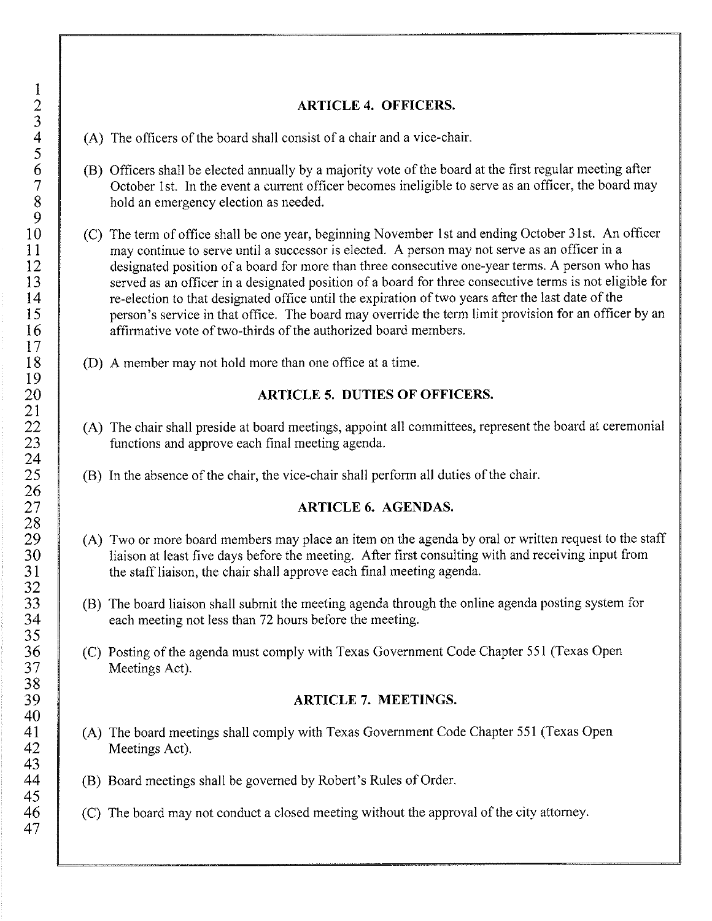## ARTICLE 4. OFFICERS.

(A) The officers of the board shall consist of a chair and a vice-chair.

(B) Officers shall be elected annually by a majority vote of the board at the first regular meeting after October 1st. In the event a current officer becomes ineligible to serve as an officer, the board may hold an emergency election as needed.

(C) The term of office shall be one year, beginning November 1st and ending October 31st. An officer may continue to serve until a successor is elected. A person may not serve as an officer in a designated position of a board for more than three consecutive one-year terms. A person who has served as an officer in a designated position of a board for three consecutive terms is not eligible for re-election to that designated office until the expiration of two years after the last date of the person's service in that office. The board may override the term limit provision for an officer by an affirmative vote of two-thirds of the authorized board members.

(D) A member may not hold more than one office at a time.

## ARTICLE 5. DUTIES OF OFFICERS.

(A) The chair shall preside at board meetings, appoint all committees, represent the board at ceremonial functions and approve each final meeting agenda.

(B) In the absence of the chair, the vice-chair shall perform all duties of the chair.

## ARTICLE 6. AGENDAS.

(A) Two or more board members may place an item on the agenda by oral or written request to the staff liaison at least five days before the meeting. After first consulting with and receiving input from the staff liaison, the chair shall approve each final meeting agenda.

(B) The board liaison shall submit the meeting agenda through the online agenda posting system for each meeting not less than 72 hours before the meeting.

(C) Posting of the agenda must comply with Texas Government Code Chapter 551 (Texas Open Meetings Act).

## ARTICLE 7. MEETINGS.

(A) The board meetings shall comply with Texas Government Code Chapter 551 (Texas Open Meetings Act).

(B) Board meetings shall be governed by Robert's Rules of Order.

(C) The board may not conduct a closed meeting without the approval of the city attorney.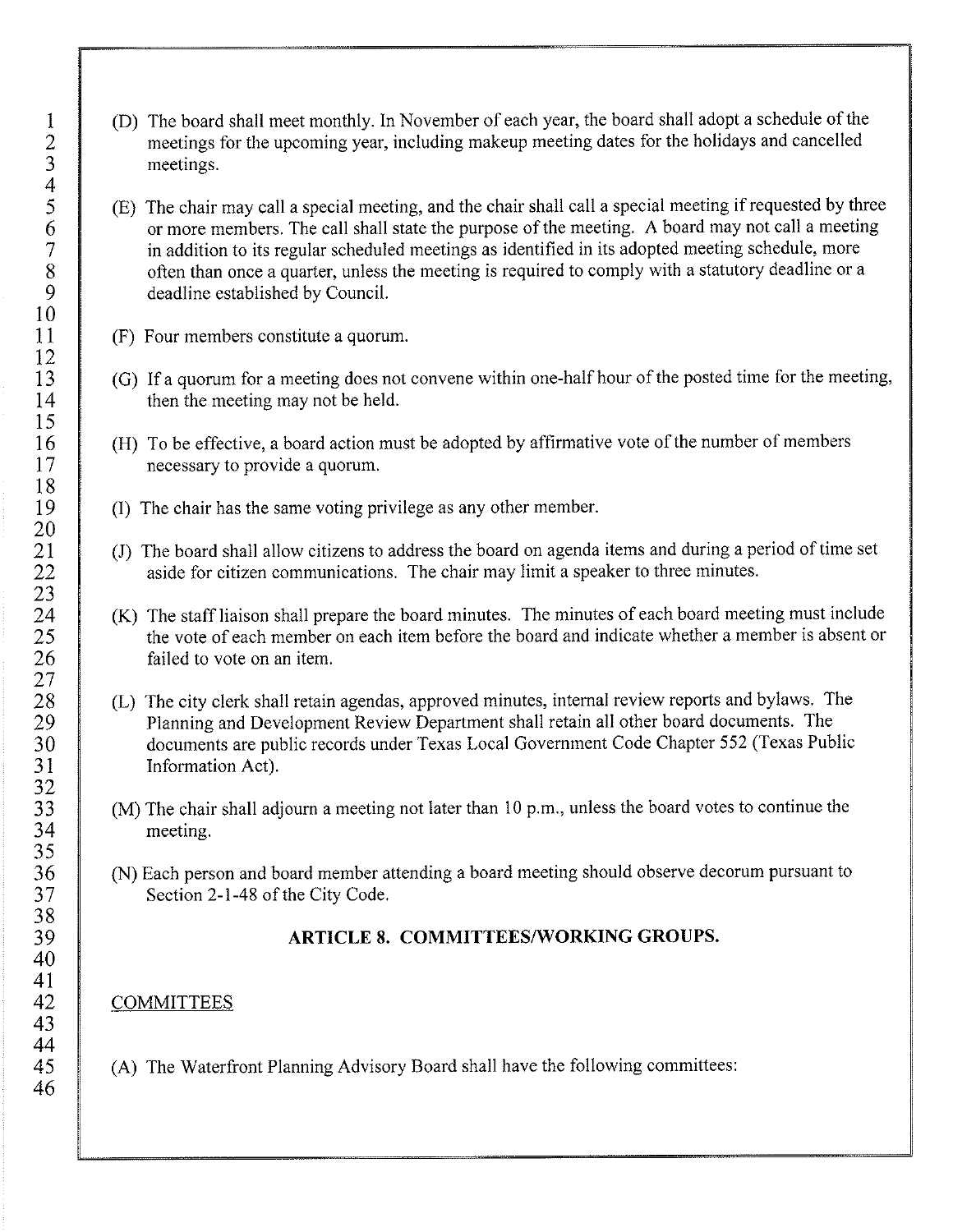(D) The board shall meet monthly. In November of each year, the board shall adopt a schedule of the meetings for the upcoming year, including makeup meeting dates for the holidays and cancelled meetings.

(E) The chair may call a special meeting, and the chair shall call a special meeting if requested by three or more members. The call shall state the purpose of the meeting. A board may not call a meeting in addition to its regular scheduled meetings as identified in its adopted meeting schedule, more often than once a quarter, unless the meeting is required to comply with a statutory deadline or a deadline established by Council.

(F) Four members constitute a quorum.

(G) If a quorum for a meeting does not convene within one-half hour of the posted time for the meeting, then the meeting may not be held.

(H) To be effective, a board action must be adopted by affirmative vote of the number of members necessary to provide a quorum.

(I) The chair has the same voting privilege as any other member.

(J) The board shall allow citizens to address the board on agenda items and during a period of time set aside for citizen communications. The chair may limit a speaker to three minutes.

(K) The staff liaison shall prepare the board minutes. The minutes of each board meeting must include the vote of each member on each item before the board and indicate whether a member is absent or failed to vote on an item.

(L) The city clerk shall retain agendas, approved minutes, internal review reports and bylaws. The Planning and Development Review Department shall retain all other board documents. The documents are public records under Texas Local Government Code Chapter 552 (Texas Public Information Act).

(M) The chair shall adjourn a meeting not later than 10 p.m., unless the board votes to continue the meeting.

(N) Each person and board member attending a board meeting should observe decorum pursuant to Section 2-1-48 of the City Code.

## ARTICLE 8. COMMITTEES/WORKING GROUPS.

COMMITTEES

(A) The Waterfront Planning Advisory Board shall have the following committees: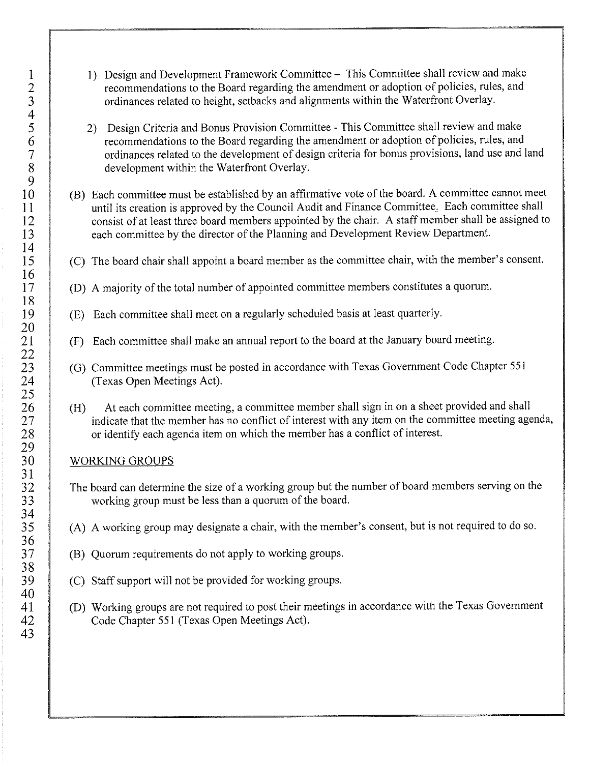1) Design and Development Framework Committee – This Committee shall review and make recommendations to the Board regarding the amendment or adoption of policies, rules, and ordinances related to height, setbacks and alignments within the Waterfront Overlay.

2) Design Criteria and Bonus Provision Committee - This Committee shall review and make recommendations to the Board regarding the amendment or adoption of policies, rules, and ordinances related to the development of design criteria for bonus provisions, land use and land development within the Waterfront Overlay.

(B) Each committee must be established by an affirmative vote of the board. A committee cannot meet until its creation is approved by the Council Audit and Finance Committee. Each committee shall consist of at least three board members appointed by the chair. A staff member shall be assigned to each committee by the director of the Planning and Development Review Department.

(C) The board chair shall appoint a board member as the committee chair, with the member's consent.

(D) A majority of the total number of appointed committee members constitutes a quorum.

(E) Each committee shall meet on a regularly scheduled basis at least quarterly.

(F) Each committee shall make an annual report to the board at the January board meeting.

(G) Committee meetings must be posted in accordance with Texas Government Code Chapter 551 (Texas Open Meetings Act).

(H) At each committee meeting, a committee member shall sign in on a sheet provided and shall indicate that the member has no conflict of interest with any item on the committee meeting agenda, or identify each agenda item on which the member has a conflict of interest.

WORKING GROUPS

The board can determine the size of a working group but the number of board members serving on the working group must be less than a quorum of the board.

(A) A working group may designate a chair, with the member's consent, but is not required to do so.

(B) Quorum requirements do not apply to working groups.

(C) Staff support will not be provided for working groups.

(D) Working groups are not required to post their meetings in accordance with the Texas Government Code Chapter 551 (Texas Open Meetings Act).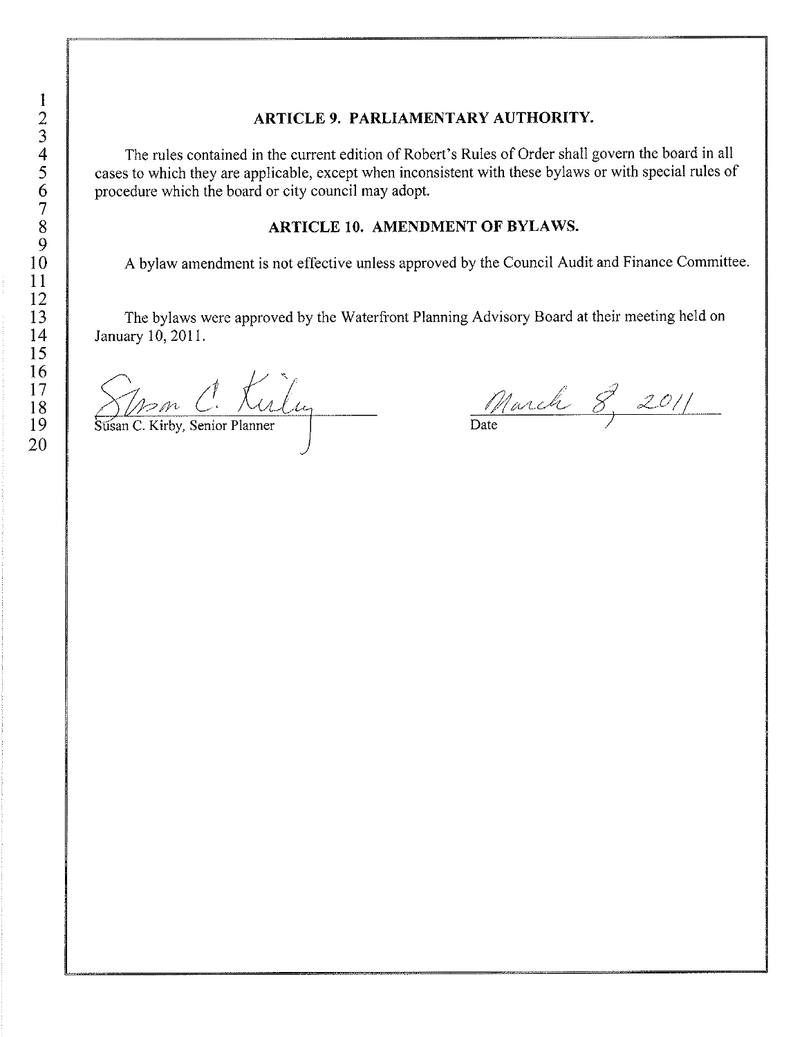## ARTICLE 9. PARLIAMENTARY AUTHORITY.

The rules contained in the current edition of Robert's Rules of Order shall govern the board in all cases to which they are applicable, except when inconsistent with these bylaws or with special rules of procedure which the board or city council may adopt.

## ARTICLE 10. AMENDMENT OF BYLAWS.

A bylaw amendment is not effective unless approved by the Council Audit and Finance Committee.

The bylaws were approved by the Waterfront Planning Advisory Board at their meeting held on January 10, 2011.

Susan C. Kirby, Senior Planner

March 8, 2011
Date